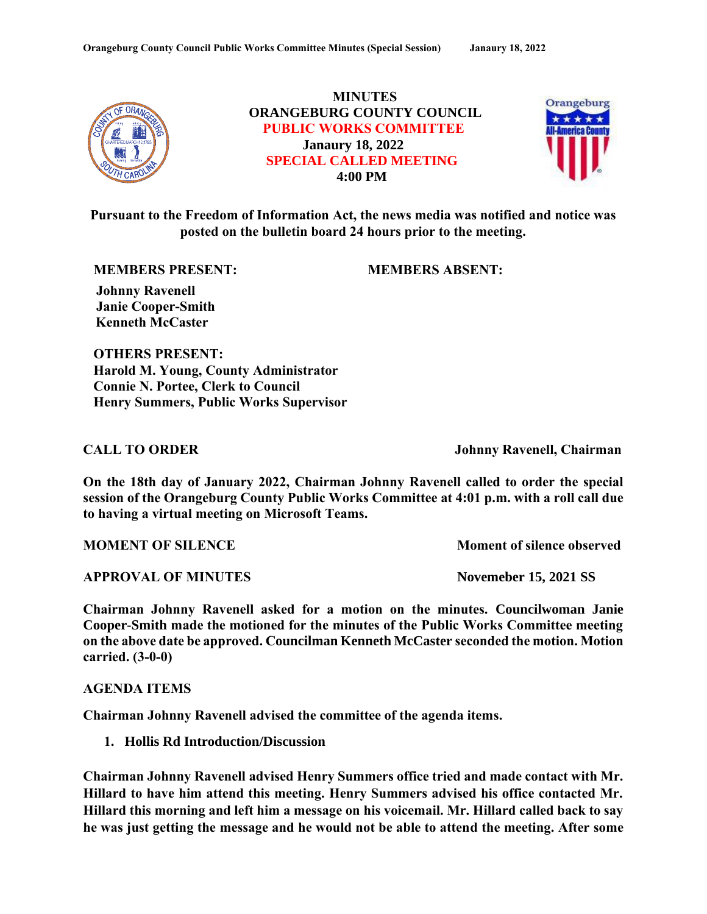# MINUTES
# ORANGEBURG COUNTY COUNCIL
## PUBLIC WORKS COMMITTEE
**Janaury 18, 2022**
## SPECIAL CALLED MEETING
**4:00 PM**

**Pursuant to the Freedom of Information Act, the news media was notified and notice was posted on the bulletin board 24 hours prior to the meeting.**

**MEMBERS PRESENT:**

**Johnny Ravenell**
**Janie Cooper-Smith**
**Kenneth McCaster**

**MEMBERS ABSENT:**

**OTHERS PRESENT:**
**Harold M. Young, County Administrator**
**Connie N. Portee, Clerk to Council**
**Henry Summers, Public Works Supervisor**

**CALL TO ORDER** — **Johnny Ravenell, Chairman**

**On the 18th day of January 2022, Chairman Johnny Ravenell called to order the special session of the Orangeburg County Public Works Committee at 4:01 p.m. with a roll call due to having a virtual meeting on Microsoft Teams.**

**MOMENT OF SILENCE** — **Moment of silence observed**

**APPROVAL OF MINUTES** — **Novemeber 15, 2021 SS**

**Chairman Johnny Ravenell asked for a motion on the minutes. Councilwoman Janie Cooper-Smith made the motioned for the minutes of the Public Works Committee meeting on the above date be approved. Councilman Kenneth McCaster seconded the motion. Motion carried. (3-0-0)**

**AGENDA ITEMS**

**Chairman Johnny Ravenell advised the committee of the agenda items.**

1. **Hollis Rd Introduction/Discussion**

**Chairman Johnny Ravenell advised Henry Summers office tried and made contact with Mr. Hillard to have him attend this meeting. Henry Summers advised his office contacted Mr. Hillard this morning and left him a message on his voicemail. Mr. Hillard called back to say he was just getting the message and he would not be able to attend the meeting. After some**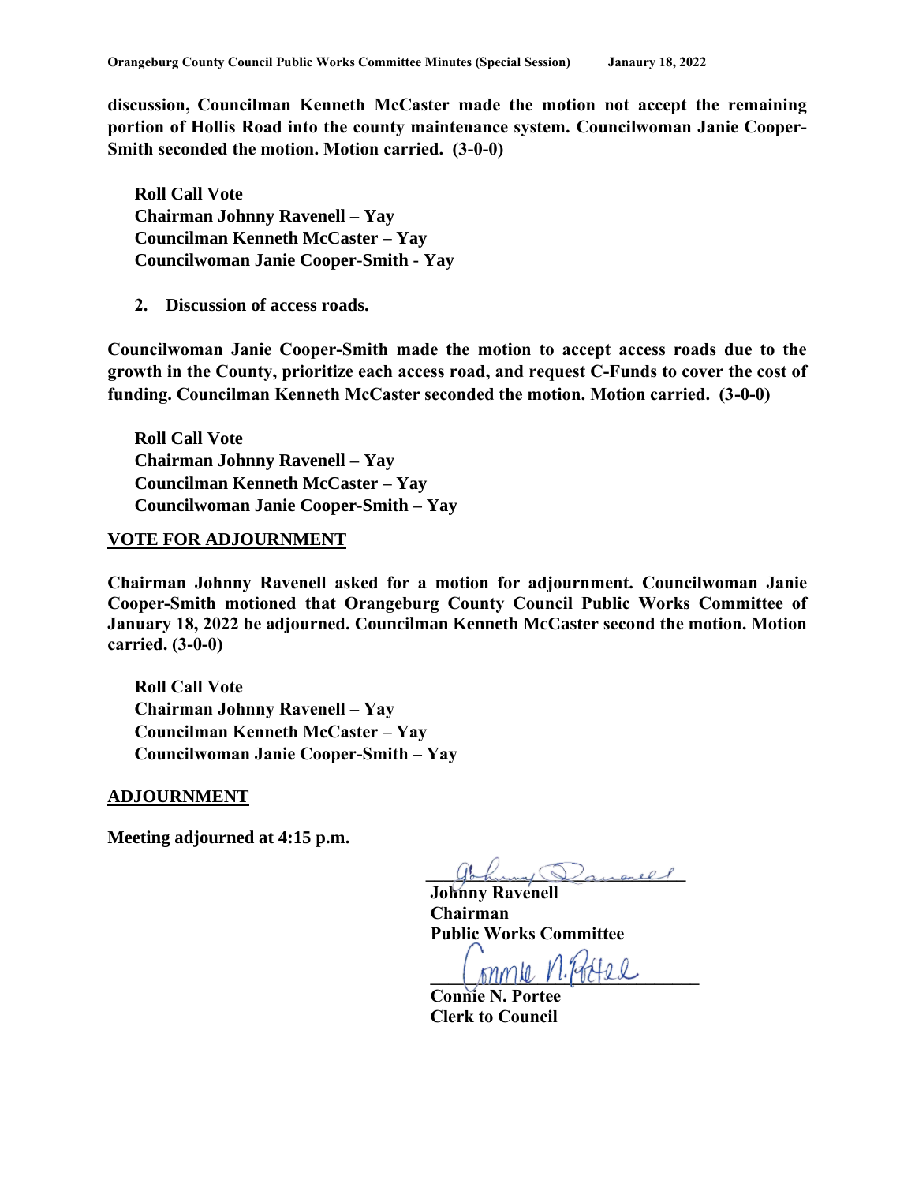**discussion, Councilman Kenneth McCaster made the motion not accept the remaining portion of Hollis Road into the county maintenance system. Councilwoman Janie Cooper-Smith seconded the motion. Motion carried. (3-0-0)**

**Roll Call Vote**
**Chairman Johnny Ravenell – Yay**
**Councilman Kenneth McCaster – Yay**
**Councilwoman Janie Cooper-Smith - Yay**

2. **Discussion of access roads.**

**Councilwoman Janie Cooper-Smith made the motion to accept access roads due to the growth in the County, prioritize each access road, and request C-Funds to cover the cost of funding. Councilman Kenneth McCaster seconded the motion. Motion carried. (3-0-0)**

**Roll Call Vote**
**Chairman Johnny Ravenell – Yay**
**Councilman Kenneth McCaster – Yay**
**Councilwoman Janie Cooper-Smith – Yay**

## VOTE FOR ADJOURNMENT

**Chairman Johnny Ravenell asked for a motion for adjournment. Councilwoman Janie Cooper-Smith motioned that Orangeburg County Council Public Works Committee of January 18, 2022 be adjourned. Councilman Kenneth McCaster second the motion. Motion carried. (3-0-0)**

**Roll Call Vote**
**Chairman Johnny Ravenell – Yay**
**Councilman Kenneth McCaster – Yay**
**Councilwoman Janie Cooper-Smith – Yay**

## ADJOURNMENT

**Meeting adjourned at 4:15 p.m.**

**Johnny Ravenell**
**Chairman**
**Public Works Committee**

**Connie N. Portee**
**Clerk to Council**